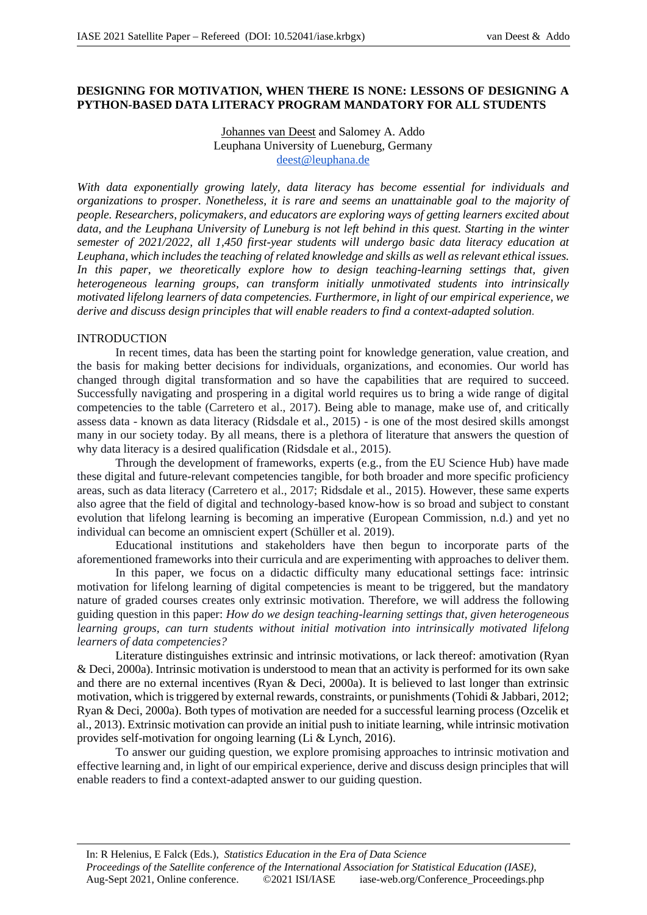# DESIGNING FOR MOTIVATION, WHEN THERE IS NONE: LESSONS OF DESIGNING A PYTHON-BASED DATA LITERACY PROGRAM MANDATORY FOR ALL STUDENTS

Johannes van Deest and Salomey A. Addo
Leuphana University of Lueneburg, Germany
deest@leuphana.de

*With data exponentially growing lately, data literacy has become essential for individuals and organizations to prosper. Nonetheless, it is rare and seems an unattainable goal to the majority of people. Researchers, policymakers, and educators are exploring ways of getting learners excited about data, and the Leuphana University of Luneburg is not left behind in this quest. Starting in the winter semester of 2021/2022, all 1,450 first-year students will undergo basic data literacy education at Leuphana, which includes the teaching of related knowledge and skills as well as relevant ethical issues. In this paper, we theoretically explore how to design teaching-learning settings that, given heterogeneous learning groups, can transform initially unmotivated students into intrinsically motivated lifelong learners of data competencies. Furthermore, in light of our empirical experience, we derive and discuss design principles that will enable readers to find a context-adapted solution.*

## INTRODUCTION

In recent times, data has been the starting point for knowledge generation, value creation, and the basis for making better decisions for individuals, organizations, and economies. Our world has changed through digital transformation and so have the capabilities that are required to succeed. Successfully navigating and prospering in a digital world requires us to bring a wide range of digital competencies to the table (Carretero et al., 2017). Being able to manage, make use of, and critically assess data - known as data literacy (Ridsdale et al., 2015) - is one of the most desired skills amongst many in our society today. By all means, there is a plethora of literature that answers the question of why data literacy is a desired qualification (Ridsdale et al., 2015).

Through the development of frameworks, experts (e.g., from the EU Science Hub) have made these digital and future-relevant competencies tangible, for both broader and more specific proficiency areas, such as data literacy (Carretero et al., 2017; Ridsdale et al., 2015). However, these same experts also agree that the field of digital and technology-based know-how is so broad and subject to constant evolution that lifelong learning is becoming an imperative (European Commission, n.d.) and yet no individual can become an omniscient expert (Schüller et al. 2019).

Educational institutions and stakeholders have then begun to incorporate parts of the aforementioned frameworks into their curricula and are experimenting with approaches to deliver them.

In this paper, we focus on a didactic difficulty many educational settings face: intrinsic motivation for lifelong learning of digital competencies is meant to be triggered, but the mandatory nature of graded courses creates only extrinsic motivation. Therefore, we will address the following guiding question in this paper: *How do we design teaching-learning settings that, given heterogeneous learning groups, can turn students without initial motivation into intrinsically motivated lifelong learners of data competencies?*

Literature distinguishes extrinsic and intrinsic motivations, or lack thereof: amotivation (Ryan & Deci, 2000a). Intrinsic motivation is understood to mean that an activity is performed for its own sake and there are no external incentives (Ryan & Deci, 2000a). It is believed to last longer than extrinsic motivation, which is triggered by external rewards, constraints, or punishments (Tohidi & Jabbari, 2012; Ryan & Deci, 2000a). Both types of motivation are needed for a successful learning process (Ozcelik et al., 2013). Extrinsic motivation can provide an initial push to initiate learning, while intrinsic motivation provides self-motivation for ongoing learning (Li & Lynch, 2016).

To answer our guiding question, we explore promising approaches to intrinsic motivation and effective learning and, in light of our empirical experience, derive and discuss design principles that will enable readers to find a context-adapted answer to our guiding question.

In: R Helenius, E Falck (Eds.), *Statistics Education in the Era of Data Science*
*Proceedings of the Satellite conference of the International Association for Statistical Education (IASE)*, Aug-Sept 2021, Online conference. ©2021 ISI/IASE iase-web.org/Conference_Proceedings.php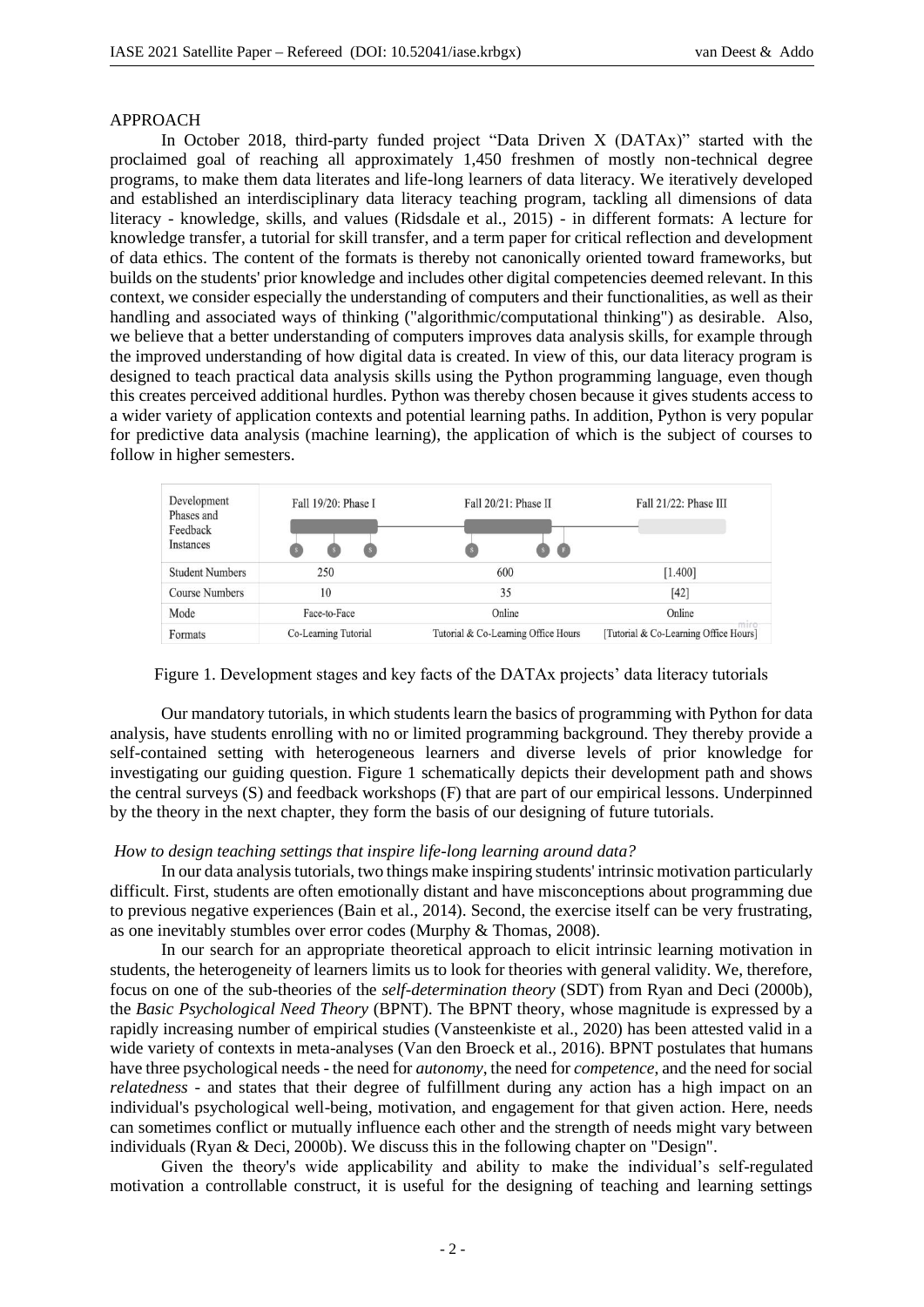## APPROACH

In October 2018, third-party funded project "Data Driven X (DATAx)" started with the proclaimed goal of reaching all approximately 1,450 freshmen of mostly non-technical degree programs, to make them data literates and life-long learners of data literacy. We iteratively developed and established an interdisciplinary data literacy teaching program, tackling all dimensions of data literacy - knowledge, skills, and values (Ridsdale et al., 2015) - in different formats: A lecture for knowledge transfer, a tutorial for skill transfer, and a term paper for critical reflection and development of data ethics. The content of the formats is thereby not canonically oriented toward frameworks, but builds on the students' prior knowledge and includes other digital competencies deemed relevant. In this context, we consider especially the understanding of computers and their functionalities, as well as their handling and associated ways of thinking ("algorithmic/computational thinking") as desirable. Also, we believe that a better understanding of computers improves data analysis skills, for example through the improved understanding of how digital data is created. In view of this, our data literacy program is designed to teach practical data analysis skills using the Python programming language, even though this creates perceived additional hurdles. Python was thereby chosen because it gives students access to a wider variety of application contexts and potential learning paths. In addition, Python is very popular for predictive data analysis (machine learning), the application of which is the subject of courses to follow in higher semesters.

| Development Phases and Feedback Instances | Fall 19/20: Phase I | Fall 20/21: Phase II | Fall 21/22: Phase III |
|---|---|---|---|
| | S S S | S S F | |
| Student Numbers | 250 | 600 | [1.400] |
| Course Numbers | 10 | 35 | [42] |
| Mode | Face-to-Face | Online | Online |
| Formats | Co-Learning Tutorial | Tutorial & Co-Learning Office Hours | [Tutorial & Co-Learning Office Hours] |

Figure 1. Development stages and key facts of the DATAx projects' data literacy tutorials

Our mandatory tutorials, in which students learn the basics of programming with Python for data analysis, have students enrolling with no or limited programming background. They thereby provide a self-contained setting with heterogeneous learners and diverse levels of prior knowledge for investigating our guiding question. Figure 1 schematically depicts their development path and shows the central surveys (S) and feedback workshops (F) that are part of our empirical lessons. Underpinned by the theory in the next chapter, they form the basis of our designing of future tutorials.

### *How to design teaching settings that inspire life-long learning around data?*

In our data analysis tutorials, two things make inspiring students' intrinsic motivation particularly difficult. First, students are often emotionally distant and have misconceptions about programming due to previous negative experiences (Bain et al., 2014). Second, the exercise itself can be very frustrating, as one inevitably stumbles over error codes (Murphy & Thomas, 2008).

In our search for an appropriate theoretical approach to elicit intrinsic learning motivation in students, the heterogeneity of learners limits us to look for theories with general validity. We, therefore, focus on one of the sub-theories of the *self-determination theory* (SDT) from Ryan and Deci (2000b), the *Basic Psychological Need Theory* (BPNT). The BPNT theory, whose magnitude is expressed by a rapidly increasing number of empirical studies (Vansteenkiste et al., 2020) has been attested valid in a wide variety of contexts in meta-analyses (Van den Broeck et al., 2016). BPNT postulates that humans have three psychological needs - the need for *autonomy*, the need for *competence*, and the need for social *relatedness* - and states that their degree of fulfillment during any action has a high impact on an individual's psychological well-being, motivation, and engagement for that given action. Here, needs can sometimes conflict or mutually influence each other and the strength of needs might vary between individuals (Ryan & Deci, 2000b). We discuss this in the following chapter on "Design".

Given the theory's wide applicability and ability to make the individual's self-regulated motivation a controllable construct, it is useful for the designing of teaching and learning settings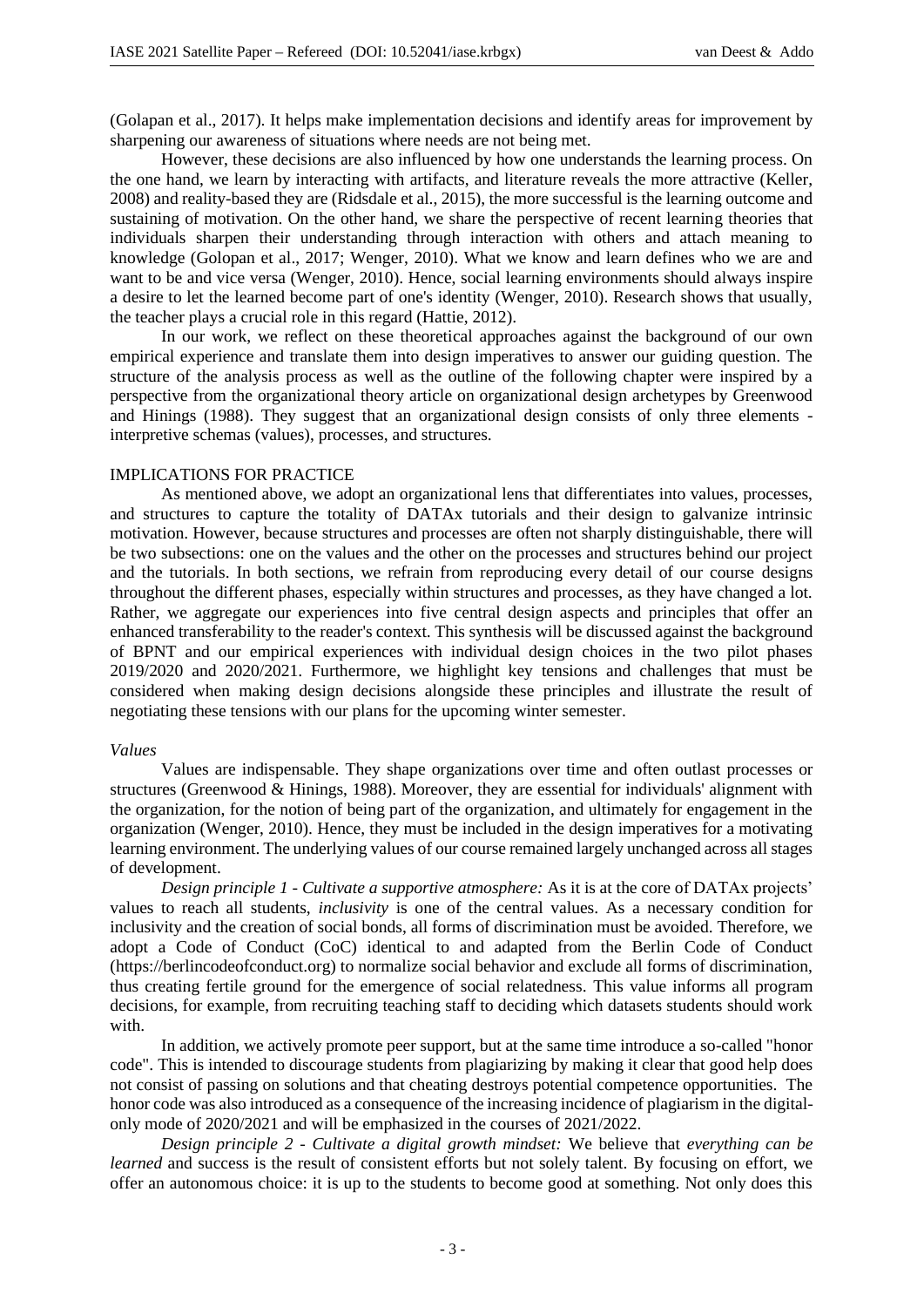(Golapan et al., 2017). It helps make implementation decisions and identify areas for improvement by sharpening our awareness of situations where needs are not being met.

However, these decisions are also influenced by how one understands the learning process. On the one hand, we learn by interacting with artifacts, and literature reveals the more attractive (Keller, 2008) and reality-based they are (Ridsdale et al., 2015), the more successful is the learning outcome and sustaining of motivation. On the other hand, we share the perspective of recent learning theories that individuals sharpen their understanding through interaction with others and attach meaning to knowledge (Golopan et al., 2017; Wenger, 2010). What we know and learn defines who we are and want to be and vice versa (Wenger, 2010). Hence, social learning environments should always inspire a desire to let the learned become part of one's identity (Wenger, 2010). Research shows that usually, the teacher plays a crucial role in this regard (Hattie, 2012).

In our work, we reflect on these theoretical approaches against the background of our own empirical experience and translate them into design imperatives to answer our guiding question. The structure of the analysis process as well as the outline of the following chapter were inspired by a perspective from the organizational theory article on organizational design archetypes by Greenwood and Hinings (1988). They suggest that an organizational design consists of only three elements - interpretive schemas (values), processes, and structures.

## IMPLICATIONS FOR PRACTICE

As mentioned above, we adopt an organizational lens that differentiates into values, processes, and structures to capture the totality of DATAx tutorials and their design to galvanize intrinsic motivation. However, because structures and processes are often not sharply distinguishable, there will be two subsections: one on the values and the other on the processes and structures behind our project and the tutorials. In both sections, we refrain from reproducing every detail of our course designs throughout the different phases, especially within structures and processes, as they have changed a lot. Rather, we aggregate our experiences into five central design aspects and principles that offer an enhanced transferability to the reader's context. This synthesis will be discussed against the background of BPNT and our empirical experiences with individual design choices in the two pilot phases 2019/2020 and 2020/2021. Furthermore, we highlight key tensions and challenges that must be considered when making design decisions alongside these principles and illustrate the result of negotiating these tensions with our plans for the upcoming winter semester.

### *Values*

Values are indispensable. They shape organizations over time and often outlast processes or structures (Greenwood & Hinings, 1988). Moreover, they are essential for individuals' alignment with the organization, for the notion of being part of the organization, and ultimately for engagement in the organization (Wenger, 2010). Hence, they must be included in the design imperatives for a motivating learning environment. The underlying values of our course remained largely unchanged across all stages of development.

*Design principle 1 - Cultivate a supportive atmosphere:* As it is at the core of DATAx projects' values to reach all students, *inclusivity* is one of the central values. As a necessary condition for inclusivity and the creation of social bonds, all forms of discrimination must be avoided. Therefore, we adopt a Code of Conduct (CoC) identical to and adapted from the Berlin Code of Conduct (https://berlincodeofconduct.org) to normalize social behavior and exclude all forms of discrimination, thus creating fertile ground for the emergence of social relatedness. This value informs all program decisions, for example, from recruiting teaching staff to deciding which datasets students should work with.

In addition, we actively promote peer support, but at the same time introduce a so-called "honor code". This is intended to discourage students from plagiarizing by making it clear that good help does not consist of passing on solutions and that cheating destroys potential competence opportunities. The honor code was also introduced as a consequence of the increasing incidence of plagiarism in the digital-only mode of 2020/2021 and will be emphasized in the courses of 2021/2022.

*Design principle 2 - Cultivate a digital growth mindset:* We believe that *everything can be learned* and success is the result of consistent efforts but not solely talent. By focusing on effort, we offer an autonomous choice: it is up to the students to become good at something. Not only does this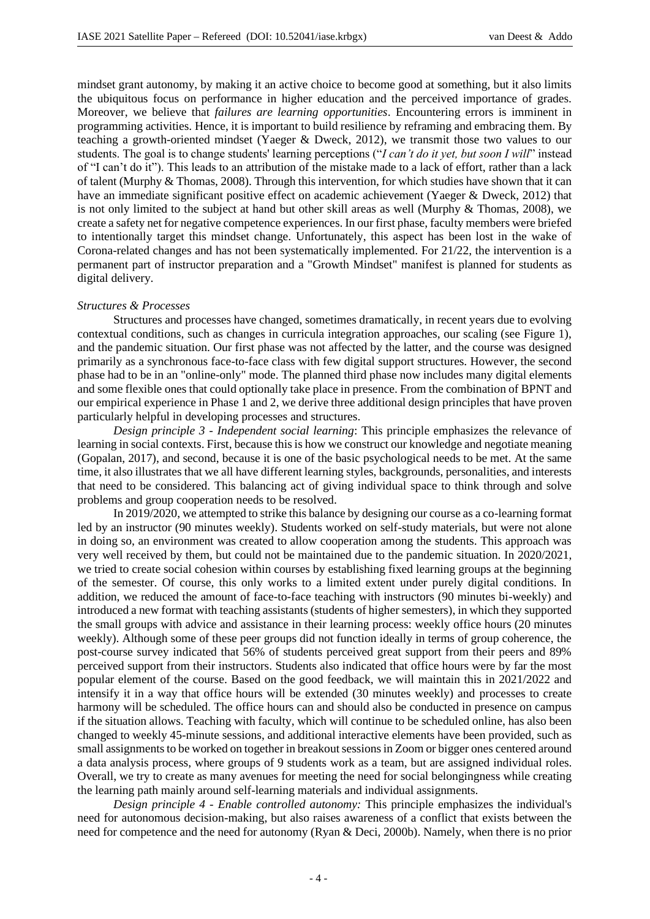mindset grant autonomy, by making it an active choice to become good at something, but it also limits the ubiquitous focus on performance in higher education and the perceived importance of grades. Moreover, we believe that *failures are learning opportunities*. Encountering errors is imminent in programming activities. Hence, it is important to build resilience by reframing and embracing them. By teaching a growth-oriented mindset (Yaeger & Dweck, 2012), we transmit those two values to our students. The goal is to change students' learning perceptions ("*I can't do it yet, but soon I will*" instead of "I can't do it"). This leads to an attribution of the mistake made to a lack of effort, rather than a lack of talent (Murphy & Thomas, 2008). Through this intervention, for which studies have shown that it can have an immediate significant positive effect on academic achievement (Yaeger & Dweck, 2012) that is not only limited to the subject at hand but other skill areas as well (Murphy & Thomas, 2008), we create a safety net for negative competence experiences. In our first phase, faculty members were briefed to intentionally target this mindset change. Unfortunately, this aspect has been lost in the wake of Corona-related changes and has not been systematically implemented. For 21/22, the intervention is a permanent part of instructor preparation and a "Growth Mindset" manifest is planned for students as digital delivery.

*Structures & Processes*

Structures and processes have changed, sometimes dramatically, in recent years due to evolving contextual conditions, such as changes in curricula integration approaches, our scaling (see Figure 1), and the pandemic situation. Our first phase was not affected by the latter, and the course was designed primarily as a synchronous face-to-face class with few digital support structures. However, the second phase had to be in an "online-only" mode. The planned third phase now includes many digital elements and some flexible ones that could optionally take place in presence. From the combination of BPNT and our empirical experience in Phase 1 and 2, we derive three additional design principles that have proven particularly helpful in developing processes and structures.

*Design principle 3 - Independent social learning*: This principle emphasizes the relevance of learning in social contexts. First, because this is how we construct our knowledge and negotiate meaning (Gopalan, 2017), and second, because it is one of the basic psychological needs to be met. At the same time, it also illustrates that we all have different learning styles, backgrounds, personalities, and interests that need to be considered. This balancing act of giving individual space to think through and solve problems and group cooperation needs to be resolved.

In 2019/2020, we attempted to strike this balance by designing our course as a co-learning format led by an instructor (90 minutes weekly). Students worked on self-study materials, but were not alone in doing so, an environment was created to allow cooperation among the students. This approach was very well received by them, but could not be maintained due to the pandemic situation. In 2020/2021, we tried to create social cohesion within courses by establishing fixed learning groups at the beginning of the semester. Of course, this only works to a limited extent under purely digital conditions. In addition, we reduced the amount of face-to-face teaching with instructors (90 minutes bi-weekly) and introduced a new format with teaching assistants (students of higher semesters), in which they supported the small groups with advice and assistance in their learning process: weekly office hours (20 minutes weekly). Although some of these peer groups did not function ideally in terms of group coherence, the post-course survey indicated that 56% of students perceived great support from their peers and 89% perceived support from their instructors. Students also indicated that office hours were by far the most popular element of the course. Based on the good feedback, we will maintain this in 2021/2022 and intensify it in a way that office hours will be extended (30 minutes weekly) and processes to create harmony will be scheduled. The office hours can and should also be conducted in presence on campus if the situation allows. Teaching with faculty, which will continue to be scheduled online, has also been changed to weekly 45-minute sessions, and additional interactive elements have been provided, such as small assignments to be worked on together in breakout sessions in Zoom or bigger ones centered around a data analysis process, where groups of 9 students work as a team, but are assigned individual roles. Overall, we try to create as many avenues for meeting the need for social belongingness while creating the learning path mainly around self-learning materials and individual assignments.

*Design principle 4 - Enable controlled autonomy:* This principle emphasizes the individual's need for autonomous decision-making, but also raises awareness of a conflict that exists between the need for competence and the need for autonomy (Ryan & Deci, 2000b). Namely, when there is no prior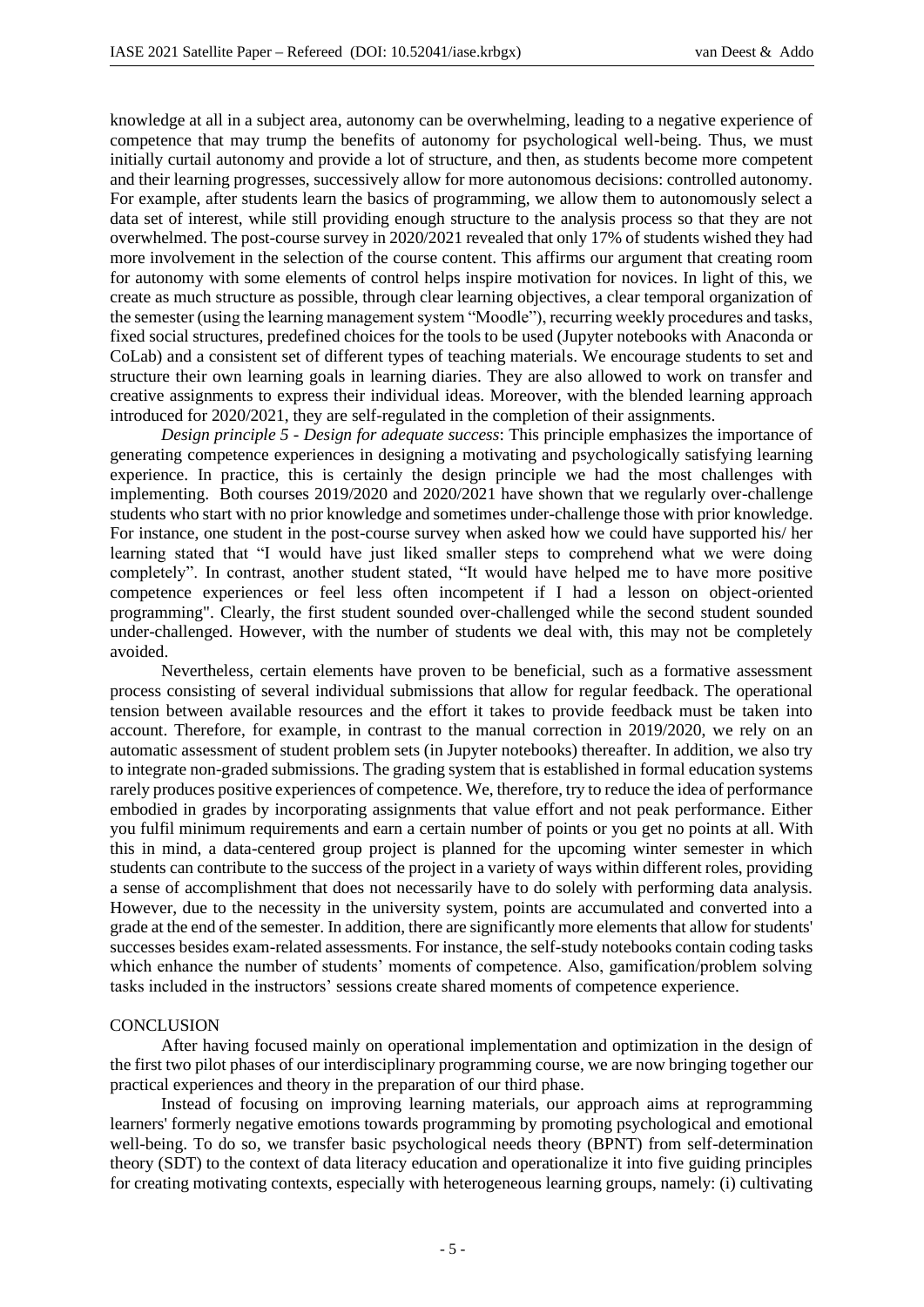knowledge at all in a subject area, autonomy can be overwhelming, leading to a negative experience of competence that may trump the benefits of autonomy for psychological well-being. Thus, we must initially curtail autonomy and provide a lot of structure, and then, as students become more competent and their learning progresses, successively allow for more autonomous decisions: controlled autonomy. For example, after students learn the basics of programming, we allow them to autonomously select a data set of interest, while still providing enough structure to the analysis process so that they are not overwhelmed. The post-course survey in 2020/2021 revealed that only 17% of students wished they had more involvement in the selection of the course content. This affirms our argument that creating room for autonomy with some elements of control helps inspire motivation for novices. In light of this, we create as much structure as possible, through clear learning objectives, a clear temporal organization of the semester (using the learning management system "Moodle"), recurring weekly procedures and tasks, fixed social structures, predefined choices for the tools to be used (Jupyter notebooks with Anaconda or CoLab) and a consistent set of different types of teaching materials. We encourage students to set and structure their own learning goals in learning diaries. They are also allowed to work on transfer and creative assignments to express their individual ideas. Moreover, with the blended learning approach introduced for 2020/2021, they are self-regulated in the completion of their assignments.

*Design principle 5 - Design for adequate success*: This principle emphasizes the importance of generating competence experiences in designing a motivating and psychologically satisfying learning experience. In practice, this is certainly the design principle we had the most challenges with implementing. Both courses 2019/2020 and 2020/2021 have shown that we regularly over-challenge students who start with no prior knowledge and sometimes under-challenge those with prior knowledge. For instance, one student in the post-course survey when asked how we could have supported his/ her learning stated that "I would have just liked smaller steps to comprehend what we were doing completely". In contrast, another student stated, "It would have helped me to have more positive competence experiences or feel less often incompetent if I had a lesson on object-oriented programming". Clearly, the first student sounded over-challenged while the second student sounded under-challenged. However, with the number of students we deal with, this may not be completely avoided.

Nevertheless, certain elements have proven to be beneficial, such as a formative assessment process consisting of several individual submissions that allow for regular feedback. The operational tension between available resources and the effort it takes to provide feedback must be taken into account. Therefore, for example, in contrast to the manual correction in 2019/2020, we rely on an automatic assessment of student problem sets (in Jupyter notebooks) thereafter. In addition, we also try to integrate non-graded submissions. The grading system that is established in formal education systems rarely produces positive experiences of competence. We, therefore, try to reduce the idea of performance embodied in grades by incorporating assignments that value effort and not peak performance. Either you fulfil minimum requirements and earn a certain number of points or you get no points at all. With this in mind, a data-centered group project is planned for the upcoming winter semester in which students can contribute to the success of the project in a variety of ways within different roles, providing a sense of accomplishment that does not necessarily have to do solely with performing data analysis. However, due to the necessity in the university system, points are accumulated and converted into a grade at the end of the semester. In addition, there are significantly more elements that allow for students' successes besides exam-related assessments. For instance, the self-study notebooks contain coding tasks which enhance the number of students' moments of competence. Also, gamification/problem solving tasks included in the instructors' sessions create shared moments of competence experience.

## CONCLUSION

After having focused mainly on operational implementation and optimization in the design of the first two pilot phases of our interdisciplinary programming course, we are now bringing together our practical experiences and theory in the preparation of our third phase.

Instead of focusing on improving learning materials, our approach aims at reprogramming learners' formerly negative emotions towards programming by promoting psychological and emotional well-being. To do so, we transfer basic psychological needs theory (BPNT) from self-determination theory (SDT) to the context of data literacy education and operationalize it into five guiding principles for creating motivating contexts, especially with heterogeneous learning groups, namely: (i) cultivating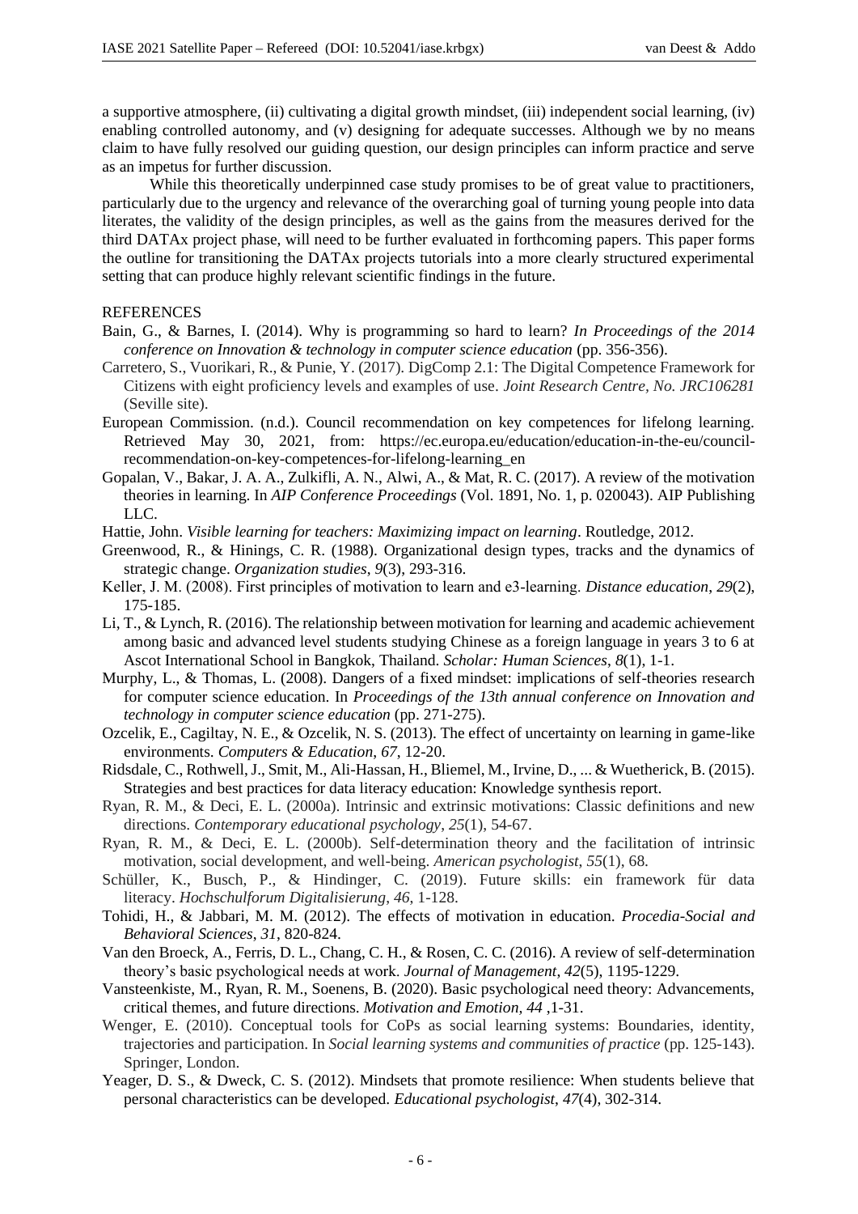a supportive atmosphere, (ii) cultivating a digital growth mindset, (iii) independent social learning, (iv) enabling controlled autonomy, and (v) designing for adequate successes. Although we by no means claim to have fully resolved our guiding question, our design principles can inform practice and serve as an impetus for further discussion.

While this theoretically underpinned case study promises to be of great value to practitioners, particularly due to the urgency and relevance of the overarching goal of turning young people into data literates, the validity of the design principles, as well as the gains from the measures derived for the third DATAx project phase, will need to be further evaluated in forthcoming papers. This paper forms the outline for transitioning the DATAx projects tutorials into a more clearly structured experimental setting that can produce highly relevant scientific findings in the future.

REFERENCES

Bain, G., & Barnes, I. (2014). Why is programming so hard to learn? *In Proceedings of the 2014 conference on Innovation & technology in computer science education* (pp. 356-356).

Carretero, S., Vuorikari, R., & Punie, Y. (2017). DigComp 2.1: The Digital Competence Framework for Citizens with eight proficiency levels and examples of use. *Joint Research Centre, No. JRC106281* (Seville site).

European Commission. (n.d.). Council recommendation on key competences for lifelong learning. Retrieved May 30, 2021, from: https://ec.europa.eu/education/education-in-the-eu/council-recommendation-on-key-competences-for-lifelong-learning_en

Gopalan, V., Bakar, J. A. A., Zulkifli, A. N., Alwi, A., & Mat, R. C. (2017). A review of the motivation theories in learning. In *AIP Conference Proceedings* (Vol. 1891, No. 1, p. 020043). AIP Publishing LLC.

Hattie, John. *Visible learning for teachers: Maximizing impact on learning*. Routledge, 2012.

Greenwood, R., & Hinings, C. R. (1988). Organizational design types, tracks and the dynamics of strategic change. *Organization studies*, *9*(3), 293-316.

Keller, J. M. (2008). First principles of motivation to learn and e3-learning. *Distance education*, *29*(2), 175-185.

Li, T., & Lynch, R. (2016). The relationship between motivation for learning and academic achievement among basic and advanced level students studying Chinese as a foreign language in years 3 to 6 at Ascot International School in Bangkok, Thailand. *Scholar: Human Sciences*, *8*(1), 1-1.

Murphy, L., & Thomas, L. (2008). Dangers of a fixed mindset: implications of self-theories research for computer science education. In *Proceedings of the 13th annual conference on Innovation and technology in computer science education* (pp. 271-275).

Ozcelik, E., Cagiltay, N. E., & Ozcelik, N. S. (2013). The effect of uncertainty on learning in game-like environments. *Computers & Education*, *67*, 12-20.

Ridsdale, C., Rothwell, J., Smit, M., Ali-Hassan, H., Bliemel, M., Irvine, D., ... & Wuetherick, B. (2015). Strategies and best practices for data literacy education: Knowledge synthesis report.

Ryan, R. M., & Deci, E. L. (2000a). Intrinsic and extrinsic motivations: Classic definitions and new directions. *Contemporary educational psychology*, *25*(1), 54-67.

Ryan, R. M., & Deci, E. L. (2000b). Self-determination theory and the facilitation of intrinsic motivation, social development, and well-being. *American psychologist*, *55*(1), 68.

Schüller, K., Busch, P., & Hindinger, C. (2019). Future skills: ein framework für data literacy. *Hochschulforum Digitalisierung*, *46*, 1-128.

Tohidi, H., & Jabbari, M. M. (2012). The effects of motivation in education. *Procedia-Social and Behavioral Sciences*, *31*, 820-824.

Van den Broeck, A., Ferris, D. L., Chang, C. H., & Rosen, C. C. (2016). A review of self-determination theory's basic psychological needs at work. *Journal of Management*, *42*(5), 1195-1229.

Vansteenkiste, M., Ryan, R. M., Soenens, B. (2020). Basic psychological need theory: Advancements, critical themes, and future directions. *Motivation and Emotion, 44* ,1-31.

Wenger, E. (2010). Conceptual tools for CoPs as social learning systems: Boundaries, identity, trajectories and participation. In *Social learning systems and communities of practice* (pp. 125-143). Springer, London.

Yeager, D. S., & Dweck, C. S. (2012). Mindsets that promote resilience: When students believe that personal characteristics can be developed. *Educational psychologist*, *47*(4), 302-314.